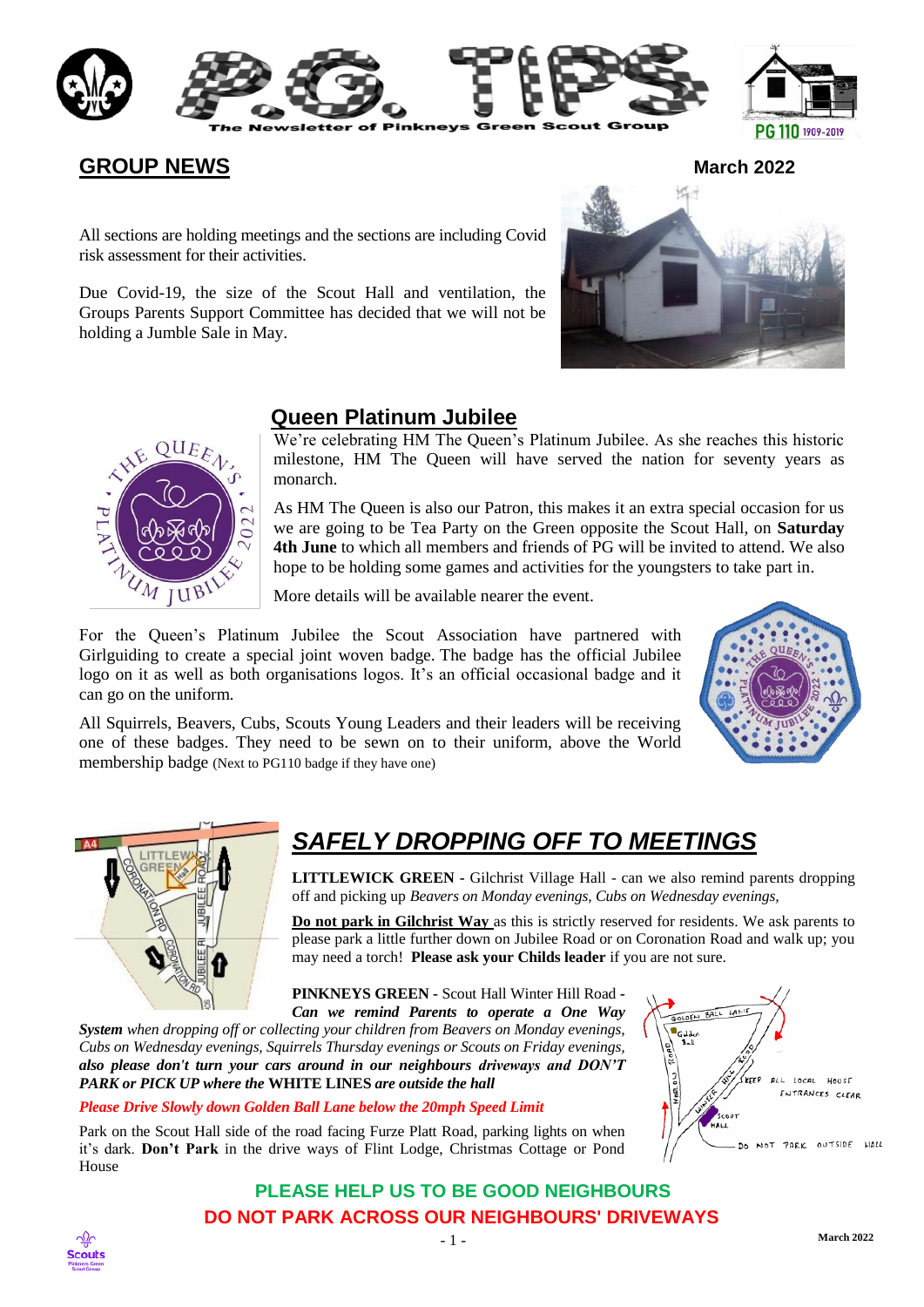# P.G. TIPS

The Newsletter of Pinkneys Green Scout Group

## GROUP NEWS

**March 2022**

All sections are holding meetings and the sections are including Covid risk assessment for their activities.

Due Covid-19, the size of the Scout Hall and ventilation, the Groups Parents Support Committee has decided that we will not be holding a Jumble Sale in May.

## Queen Platinum Jubilee

We're celebrating HM The Queen's Platinum Jubilee. As she reaches this historic milestone, HM The Queen will have served the nation for seventy years as monarch.

As HM The Queen is also our Patron, this makes it an extra special occasion for us we are going to be Tea Party on the Green opposite the Scout Hall, on **Saturday 4th June** to which all members and friends of PG will be invited to attend. We also hope to be holding some games and activities for the youngsters to take part in.

More details will be available nearer the event.

For the Queen's Platinum Jubilee the Scout Association have partnered with Girlguiding to create a special joint woven badge. The badge has the official Jubilee logo on it as well as both organisations logos. It's an official occasional badge and it can go on the uniform.

All Squirrels, Beavers, Cubs, Scouts Young Leaders and their leaders will be receiving one of these badges. They need to be sewn on to their uniform, above the World membership badge (Next to PG110 badge if they have one)

## *SAFELY DROPPING OFF TO MEETINGS*

**LITTLEWICK GREEN** - Gilchrist Village Hall - can we also remind parents dropping off and picking up *Beavers on Monday evenings, Cubs on Wednesday evenings,*

**Do not park in Gilchrist Way** as this is strictly reserved for residents. We ask parents to please park a little further down on Jubilee Road or on Coronation Road and walk up; you may need a torch! **Please ask your Childs leader** if you are not sure.

**PINKNEYS GREEN** - Scout Hall Winter Hill Road - ***Can we remind Parents to operate a One Way System*** *when dropping off or collecting your children from Beavers on Monday evenings, Cubs on Wednesday evenings, Squirrels Thursday evenings or Scouts on Friday evenings,* ***also please don't turn your cars around in our neighbours driveways and DON'T PARK or PICK UP where the* WHITE LINES *are outside the hall***

*Please Drive Slowly down Golden Ball Lane below the 20mph Speed Limit*

Park on the Scout Hall side of the road facing Furze Platt Road, parking lights on when it's dark. **Don't Park** in the drive ways of Flint Lodge, Christmas Cottage or Pond House

**PLEASE HELP US TO BE GOOD NEIGHBOURS**

**DO NOT PARK ACROSS OUR NEIGHBOURS' DRIVEWAYS**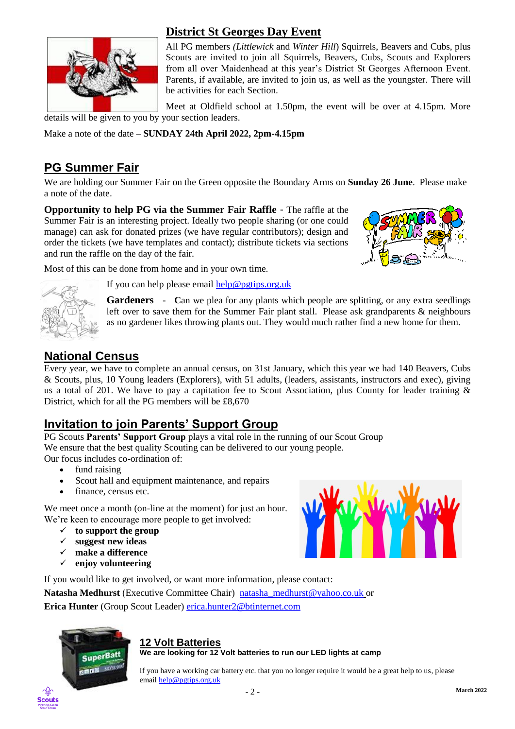## District St Georges Day Event

All PG members *(Littlewick* and *Winter Hill*) Squirrels, Beavers and Cubs, plus Scouts are invited to join all Squirrels, Beavers, Cubs, Scouts and Explorers from all over Maidenhead at this year's District St Georges Afternoon Event. Parents, if available, are invited to join us, as well as the youngster. There will be activities for each Section.

Meet at Oldfield school at 1.50pm, the event will be over at 4.15pm. More details will be given to you by your section leaders.

Make a note of the date – **SUNDAY 24th April 2022, 2pm-4.15pm**

## PG Summer Fair

We are holding our Summer Fair on the Green opposite the Boundary Arms on **Sunday 26 June**. Please make a note of the date.

**Opportunity to help PG via the Summer Fair Raffle** - The raffle at the Summer Fair is an interesting project. Ideally two people sharing (or one could manage) can ask for donated prizes (we have regular contributors); design and order the tickets (we have templates and contact); distribute tickets via sections and run the raffle on the day of the fair.

Most of this can be done from home and in your own time.

If you can help please email help@pgtips.org.uk

**Gardeners** - **C**an we plea for any plants which people are splitting, or any extra seedlings left over to save them for the Summer Fair plant stall. Please ask grandparents & neighbours as no gardener likes throwing plants out. They would much rather find a new home for them.

## National Census

Every year, we have to complete an annual census, on 31st January, which this year we had 140 Beavers, Cubs & Scouts, plus, 10 Young leaders (Explorers), with 51 adults, (leaders, assistants, instructors and exec), giving us a total of 201. We have to pay a capitation fee to Scout Association, plus County for leader training & District, which for all the PG members will be £8,670

## Invitation to join Parents' Support Group

PG Scouts **Parents' Support Group** plays a vital role in the running of our Scout Group
We ensure that the best quality Scouting can be delivered to our young people.
Our focus includes co-ordination of:

- fund raising
- Scout hall and equipment maintenance, and repairs
- finance, census etc.

We meet once a month (on-line at the moment) for just an hour.
We're keen to encourage more people to get involved:

- ✓ **to support the group**
- ✓ **suggest new ideas**
- ✓ **make a difference**
- ✓ **enjoy volunteering**

If you would like to get involved, or want more information, please contact:

**Natasha Medhurst** (Executive Committee Chair) natasha_medhurst@yahoo.co.uk or

**Erica Hunter** (Group Scout Leader) erica.hunter2@btinternet.com

## 12 Volt Batteries

**We are looking for 12 Volt batteries to run our LED lights at camp**

If you have a working car battery etc. that you no longer require it would be a great help to us, please email help@pgtips.org.uk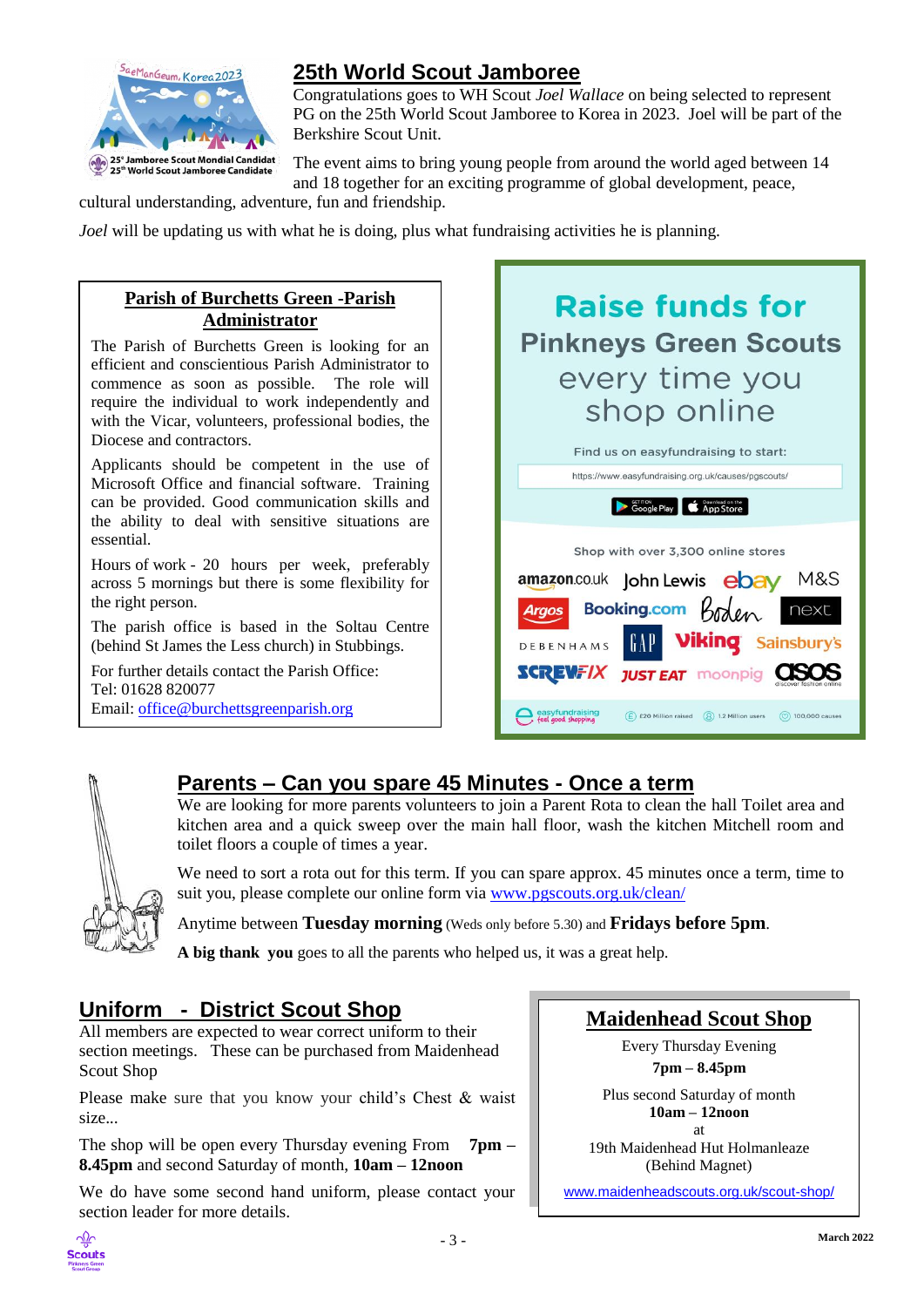## 25th World Scout Jamboree

Congratulations goes to WH Scout *Joel Wallace* on being selected to represent PG on the 25th World Scout Jamboree to Korea in 2023. Joel will be part of the Berkshire Scout Unit.

The event aims to bring young people from around the world aged between 14 and 18 together for an exciting programme of global development, peace, cultural understanding, adventure, fun and friendship.

*Joel* will be updating us with what he is doing, plus what fundraising activities he is planning.

### Parish of Burchetts Green -Parish Administrator

The Parish of Burchetts Green is looking for an efficient and conscientious Parish Administrator to commence as soon as possible. The role will require the individual to work independently and with the Vicar, volunteers, professional bodies, the Diocese and contractors.

Applicants should be competent in the use of Microsoft Office and financial software. Training can be provided. Good communication skills and the ability to deal with sensitive situations are essential.

Hours of work - 20 hours per week, preferably across 5 mornings but there is some flexibility for the right person.

The parish office is based in the Soltau Centre (behind St James the Less church) in Stubbings.

For further details contact the Parish Office:
Tel: 01628 820077
Email: office@burchettsgreenparish.org

### Raise funds for Pinkneys Green Scouts every time you shop online

Find us on easyfundraising to start:

https://www.easyfundraising.org.uk/causes/pgscouts/

Shop with over 3,300 online stores

## Parents – Can you spare 45 Minutes - Once a term

We are looking for more parents volunteers to join a Parent Rota to clean the hall Toilet area and kitchen area and a quick sweep over the main hall floor, wash the kitchen Mitchell room and toilet floors a couple of times a year.

We need to sort a rota out for this term. If you can spare approx. 45 minutes once a term, time to suit you, please complete our online form via www.pgscouts.org.uk/clean/

Anytime between **Tuesday morning** (Weds only before 5.30) and **Fridays before 5pm**.

**A big thank you** goes to all the parents who helped us, it was a great help.

## Uniform - District Scout Shop

All members are expected to wear correct uniform to their section meetings. These can be purchased from Maidenhead Scout Shop

Please make sure that you know your child's Chest & waist size...

The shop will be open every Thursday evening From **7pm – 8.45pm** and second Saturday of month, **10am – 12noon**

We do have some second hand uniform, please contact your section leader for more details.

### Maidenhead Scout Shop

Every Thursday Evening
**7pm – 8.45pm**

Plus second Saturday of month
**10am – 12noon**
at
19th Maidenhead Hut Holmanleaze
(Behind Magnet)

www.maidenheadscouts.org.uk/scout-shop/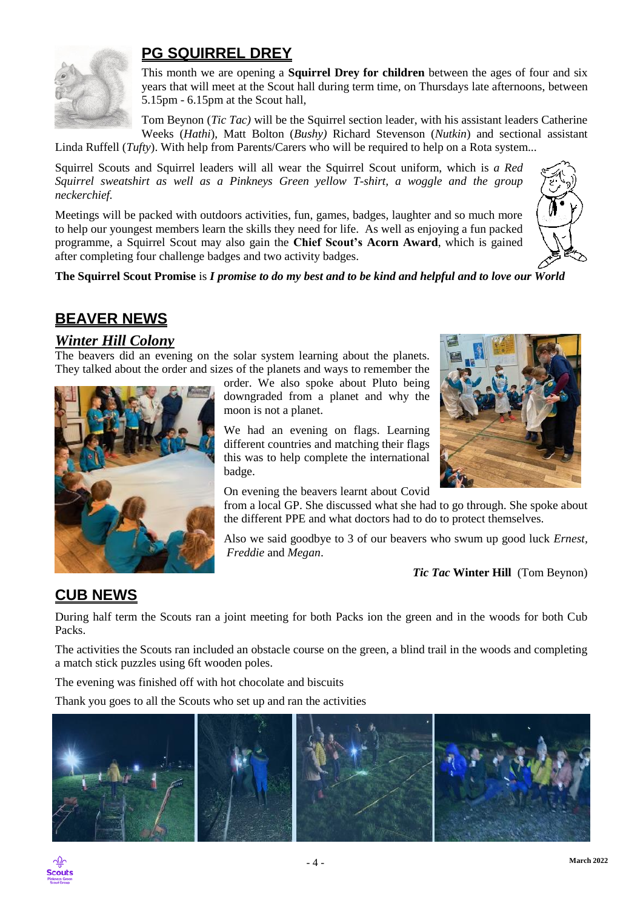## PG SQUIRREL DREY

This month we are opening a **Squirrel Drey for children** between the ages of four and six years that will meet at the Scout hall during term time, on Thursdays late afternoons, between 5.15pm - 6.15pm at the Scout hall,

Tom Beynon (*Tic Tac)* will be the Squirrel section leader, with his assistant leaders Catherine Weeks (*Hathi*), Matt Bolton (*Bushy)* Richard Stevenson (*Nutkin*) and sectional assistant Linda Ruffell (*Tufty*). With help from Parents/Carers who will be required to help on a Rota system...

Squirrel Scouts and Squirrel leaders will all wear the Squirrel Scout uniform, which is *a Red Squirrel sweatshirt as well as a Pinkneys Green yellow T-shirt, a woggle and the group neckerchief.*

Meetings will be packed with outdoors activities, fun, games, badges, laughter and so much more to help our youngest members learn the skills they need for life. As well as enjoying a fun packed programme, a Squirrel Scout may also gain the **Chief Scout's Acorn Award**, which is gained after completing four challenge badges and two activity badges.

**The Squirrel Scout Promise** is ***I promise to do my best and to be kind and helpful and to love our World***

## BEAVER NEWS

### *Winter Hill Colony*

The beavers did an evening on the solar system learning about the planets. They talked about the order and sizes of the planets and ways to remember the order. We also spoke about Pluto being downgraded from a planet and why the moon is not a planet.

We had an evening on flags. Learning different countries and matching their flags this was to help complete the international badge.

On evening the beavers learnt about Covid from a local GP. She discussed what she had to go through. She spoke about the different PPE and what doctors had to do to protect themselves.

Also we said goodbye to 3 of our beavers who swum up good luck *Ernest*, *Freddie* and *Megan*.

***Tic Tac* Winter Hill** (Tom Beynon)

## CUB NEWS

During half term the Scouts ran a joint meeting for both Packs ion the green and in the woods for both Cub Packs.

The activities the Scouts ran included an obstacle course on the green, a blind trail in the woods and completing a match stick puzzles using 6ft wooden poles.

The evening was finished off with hot chocolate and biscuits

Thank you goes to all the Scouts who set up and ran the activities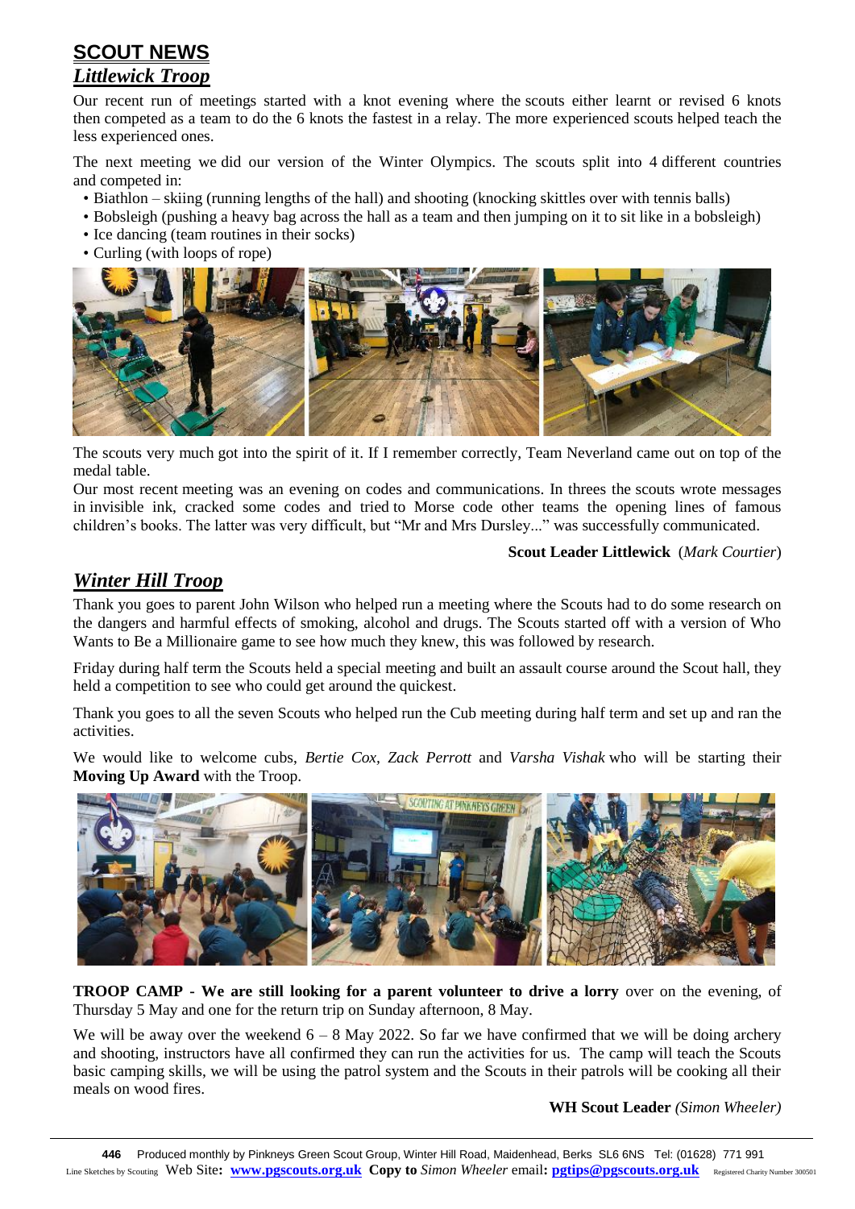## SCOUT NEWS

### *Littlewick Troop*

Our recent run of meetings started with a knot evening where the scouts either learnt or revised 6 knots then competed as a team to do the 6 knots the fastest in a relay. The more experienced scouts helped teach the less experienced ones.

The next meeting we did our version of the Winter Olympics. The scouts split into 4 different countries and competed in:

- Biathlon – skiing (running lengths of the hall) and shooting (knocking skittles over with tennis balls)
- Bobsleigh (pushing a heavy bag across the hall as a team and then jumping on it to sit like in a bobsleigh)
- Ice dancing (team routines in their socks)
- Curling (with loops of rope)

The scouts very much got into the spirit of it. If I remember correctly, Team Neverland came out on top of the medal table.

Our most recent meeting was an evening on codes and communications. In threes the scouts wrote messages in invisible ink, cracked some codes and tried to Morse code other teams the opening lines of famous children's books. The latter was very difficult, but "Mr and Mrs Dursley..." was successfully communicated.

**Scout Leader Littlewick** (*Mark Courtier*)

### *Winter Hill Troop*

Thank you goes to parent John Wilson who helped run a meeting where the Scouts had to do some research on the dangers and harmful effects of smoking, alcohol and drugs. The Scouts started off with a version of Who Wants to Be a Millionaire game to see how much they knew, this was followed by research.

Friday during half term the Scouts held a special meeting and built an assault course around the Scout hall, they held a competition to see who could get around the quickest.

Thank you goes to all the seven Scouts who helped run the Cub meeting during half term and set up and ran the activities.

We would like to welcome cubs, *Bertie Cox, Zack Perrott* and *Varsha Vishak* who will be starting their **Moving Up Award** with the Troop.

**TROOP CAMP - We are still looking for a parent volunteer to drive a lorry** over on the evening, of Thursday 5 May and one for the return trip on Sunday afternoon, 8 May.

We will be away over the weekend 6 – 8 May 2022. So far we have confirmed that we will be doing archery and shooting, instructors have all confirmed they can run the activities for us. The camp will teach the Scouts basic camping skills, we will be using the patrol system and the Scouts in their patrols will be cooking all their meals on wood fires.

**WH Scout Leader** *(Simon Wheeler)*

Produced monthly by Pinkneys Green Scout Group, Winter Hill Road, Maidenhead, Berks SL6 6NS Tel: (01628) 771 991
Line Sketches by Scouting Web Site: **www.pgscouts.org.uk** **Copy to** *Simon Wheeler* email: **pgtips@pgscouts.org.uk** Registered Charity Number 300501